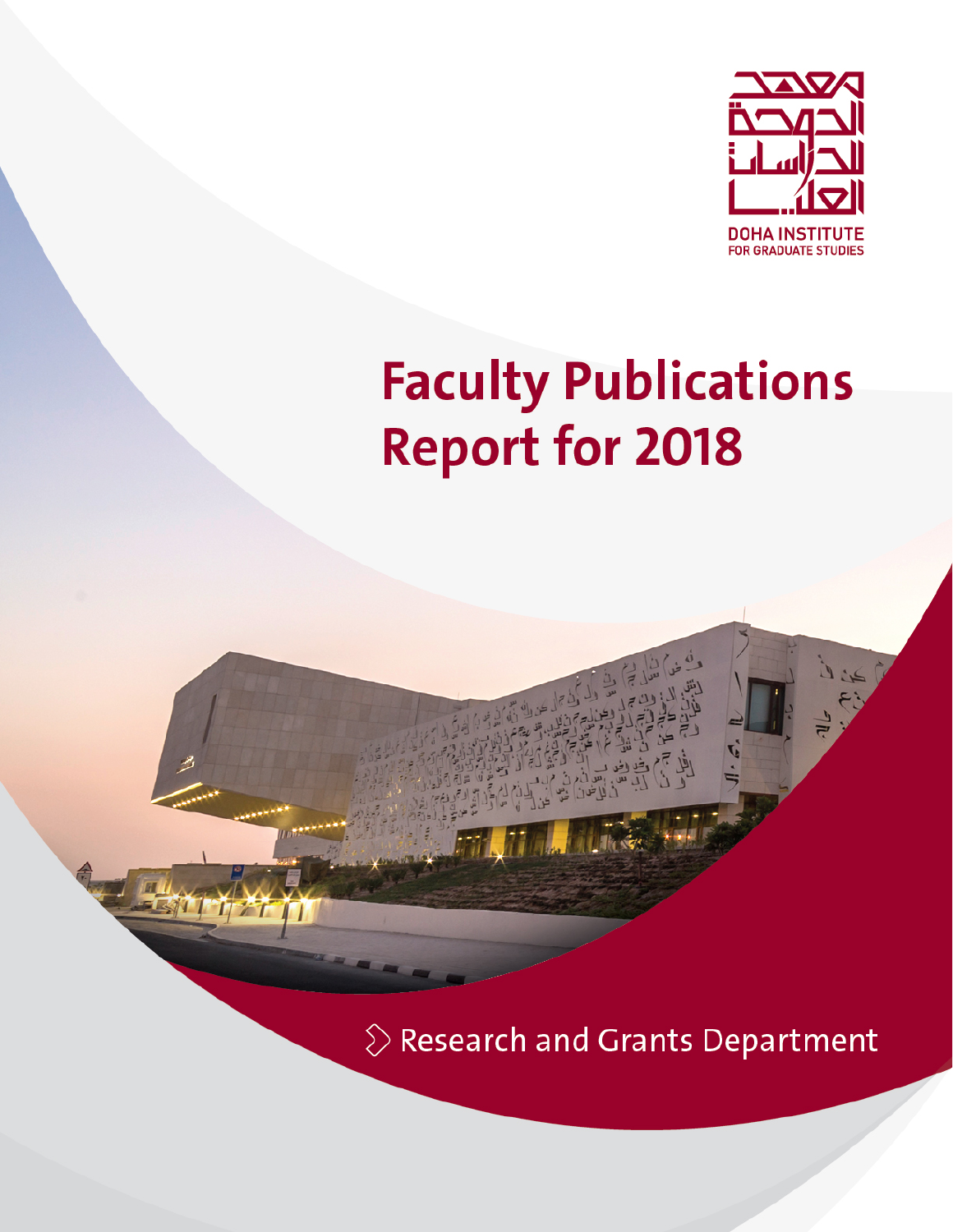معهد الدوحة للدراسات العليا

DOHA INSTITUTE
FOR GRADUATE STUDIES

# Faculty Publications Report for 2018

Research and Grants Department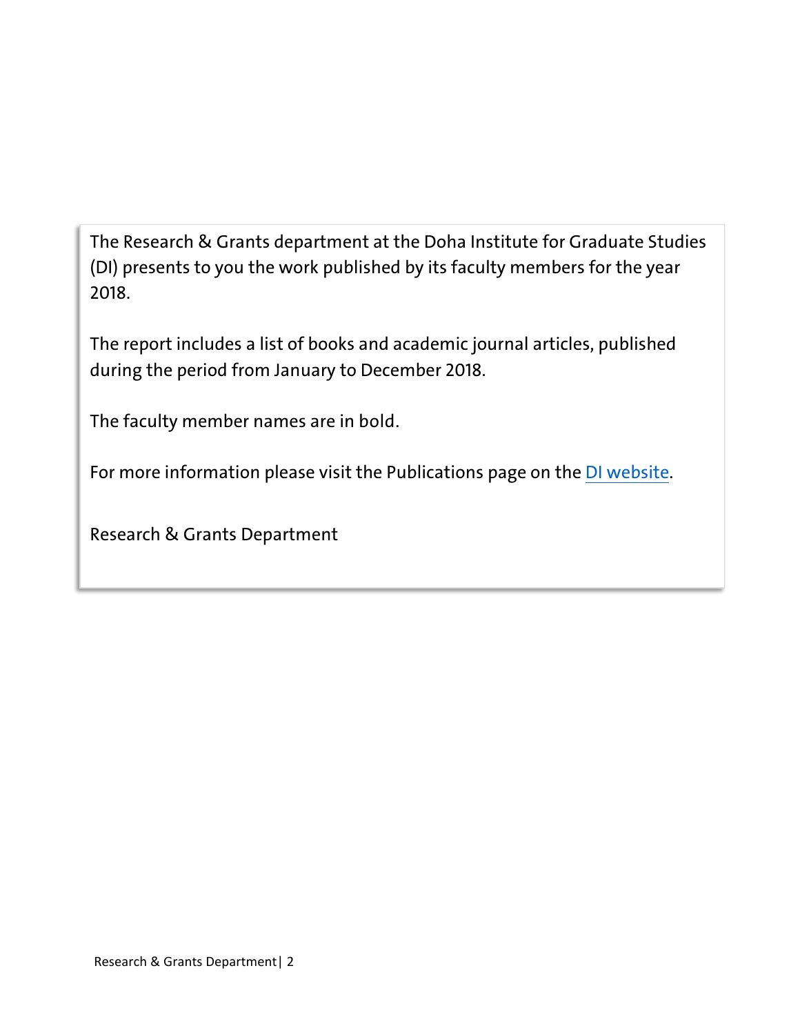The Research & Grants department at the Doha Institute for Graduate Studies (DI) presents to you the work published by its faculty members for the year 2018.

The report includes a list of books and academic journal articles, published during the period from January to December 2018.

The faculty member names are in bold.

For more information please visit the Publications page on the DI website.

Research & Grants Department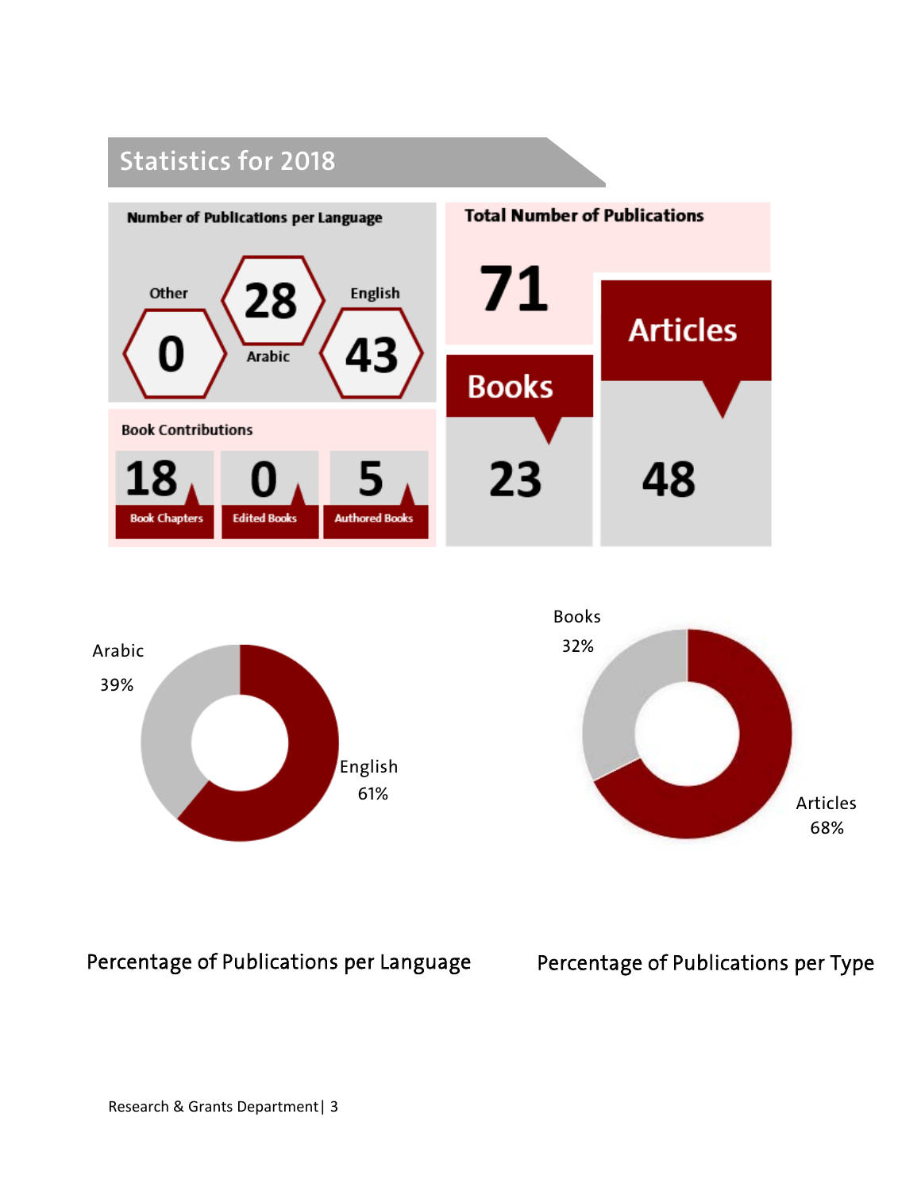## Statistics for 2018

**Number of Publications per Language**

| Other | Arabic | English |
|---|---|---|
| 0 | 28 | 43 |

**Total Number of Publications**

71

| Books | Articles |
|---|---|
| 23 | 48 |

**Book Contributions**

| Book Chapters | Edited Books | Authored Books |
|---|---|---|
| 18 | 0 | 5 |

Arabic 39%

English 61%

Percentage of Publications per Language

Books 32%

Articles 68%

Percentage of Publications per Type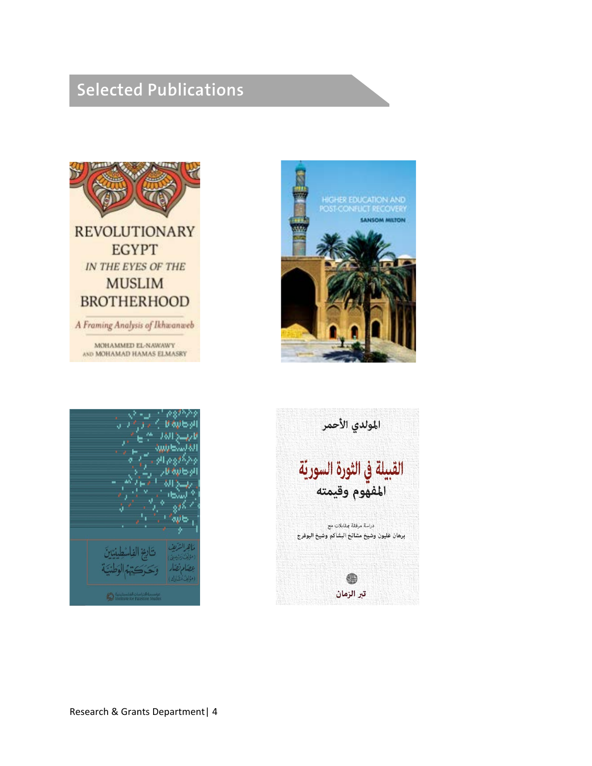## Selected Publications

REVOLUTIONARY EGYPT IN THE EYES OF THE MUSLIM BROTHERHOOD

*A Framing Analysis of Ikhwanweb*

MOHAMMED EL-NAWAWY AND MOHAMAD HAMAS ELMASRY

HIGHER EDUCATION AND POST-CONFLICT RECOVERY

SANSOM MILTON

تاريخ الفلسطينيين وحركتهم الوطنية

ماهر الشريف (مؤلف رئيسي)

عصام نصار (مؤلف مشارك)

مؤسسة الدراسات الفلسطينية
Institute for Palestine Studies

المولدي الأحمر

القبيلة في الثورة السورية

المفهوم وقيمته

دراسة مرفقة بمقابلات مع

برهان غليون وشيخ مشائخ البشاكم وشيخ البوفرج

تبر الزمان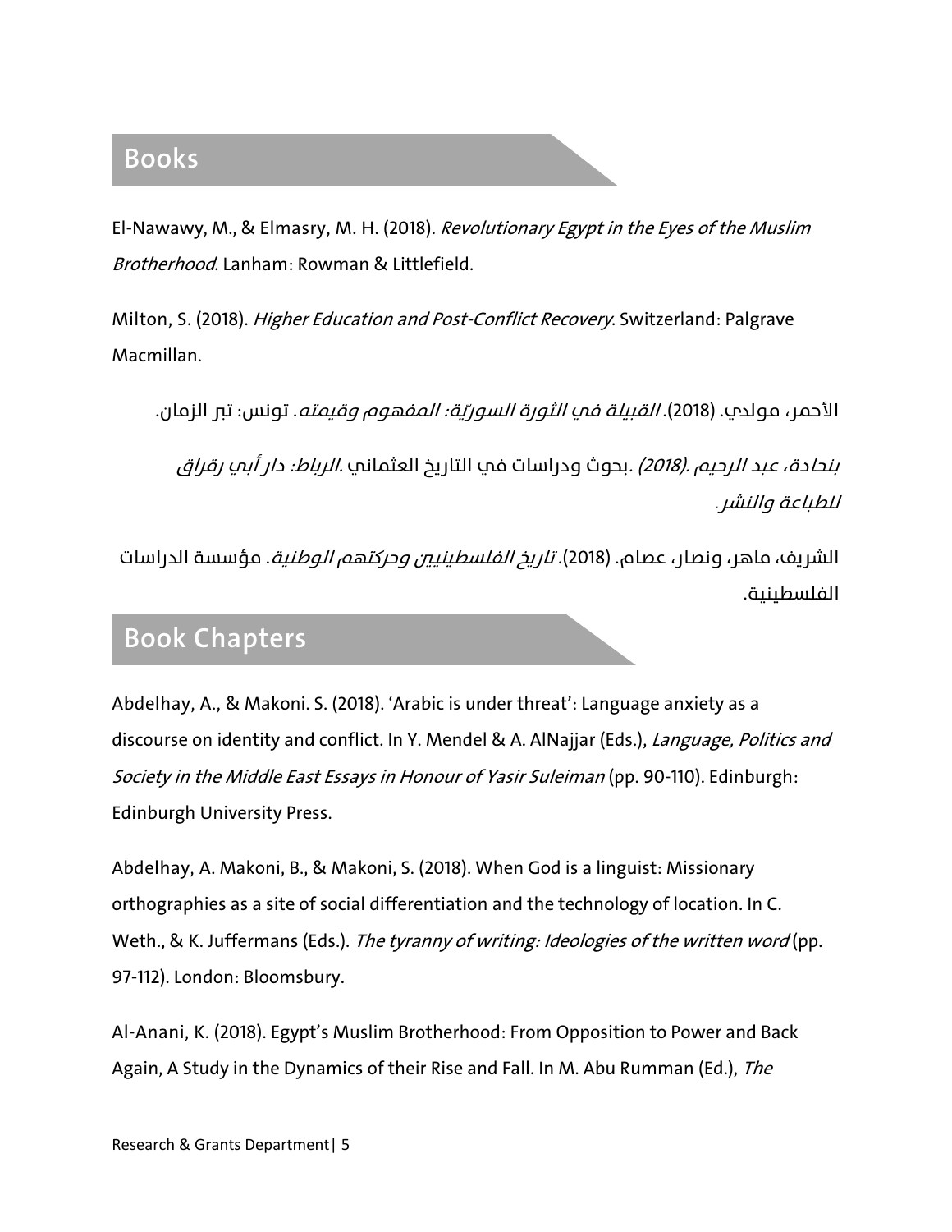## Books

El-Nawawy, M., & Elmasry, M. H. (2018). *Revolutionary Egypt in the Eyes of the Muslim Brotherhood*. Lanham: Rowman & Littlefield.

Milton, S. (2018). *Higher Education and Post-Conflict Recovery*. Switzerland: Palgrave Macmillan.

الأحمر، مولدي. (2018). *القبيلة في الثورة السوريّة: المفهوم وقيمته*. تونس: تبر الزمان.

*بنحادة، عبد الرحيم .(2018).* بحوث ودراسات في التاريخ العثماني *.الرباط: دار أبي رقراق للطباعة والنشر.*

الشريف، ماهر، ونصار، عصام. (2018). *تاريخ الفلسطينيين وحركتهم الوطنية*. مؤسسة الدراسات الفلسطينية.

## Book Chapters

Abdelhay, A., & Makoni. S. (2018). 'Arabic is under threat': Language anxiety as a discourse on identity and conflict. In Y. Mendel & A. AlNajjar (Eds.), *Language, Politics and Society in the Middle East Essays in Honour of Yasir Suleiman* (pp. 90-110). Edinburgh: Edinburgh University Press.

Abdelhay, A. Makoni, B., & Makoni, S. (2018). When God is a linguist: Missionary orthographies as a site of social differentiation and the technology of location. In C. Weth., & K. Juffermans (Eds.). *The tyranny of writing: Ideologies of the written word* (pp. 97-112). London: Bloomsbury.

Al-Anani, K. (2018). Egypt's Muslim Brotherhood: From Opposition to Power and Back Again, A Study in the Dynamics of their Rise and Fall. In M. Abu Rumman (Ed.), *The*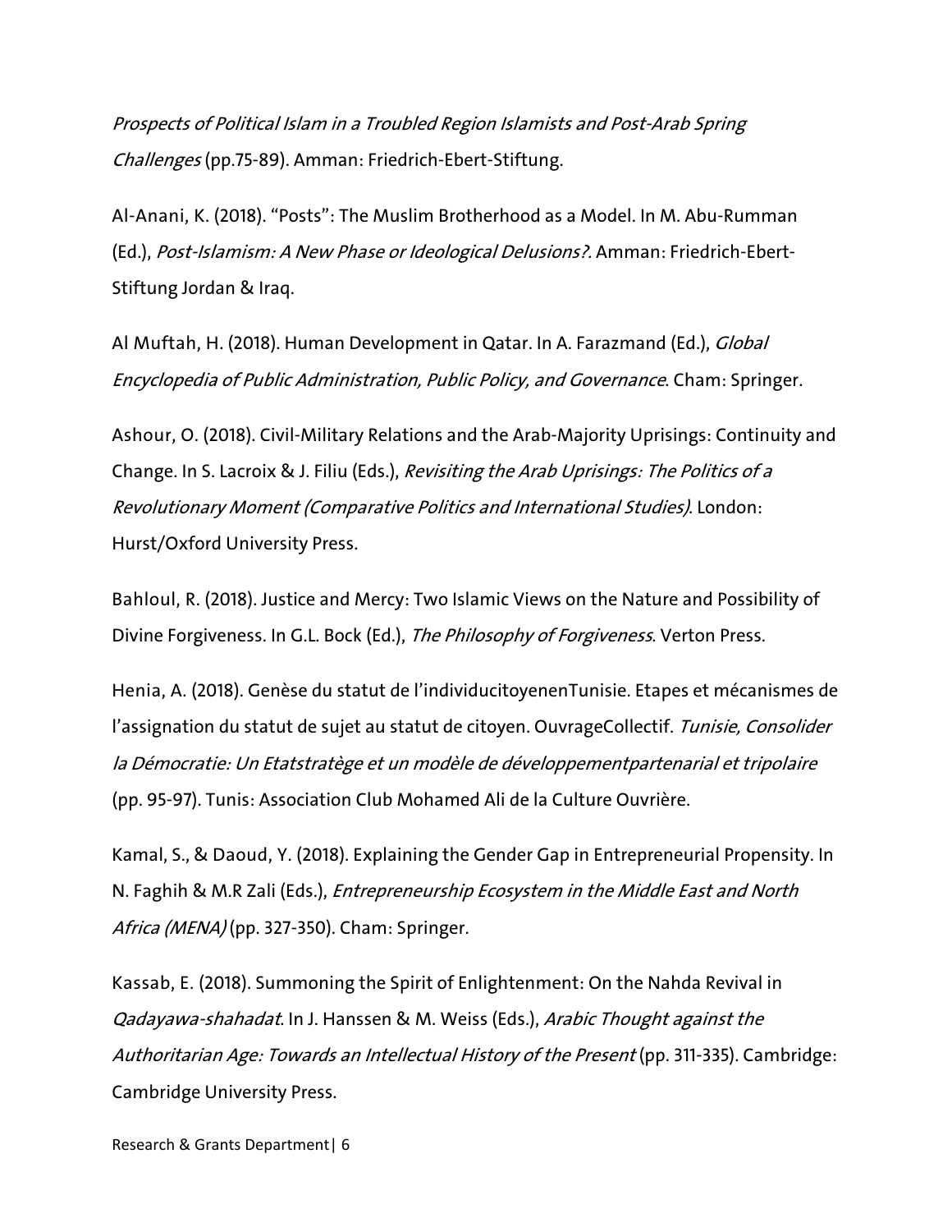*Prospects of Political Islam in a Troubled Region Islamists and Post-Arab Spring Challenges* (pp.75-89). Amman: Friedrich-Ebert-Stiftung.

Al-Anani, K. (2018). "Posts": The Muslim Brotherhood as a Model. In M. Abu-Rumman (Ed.), *Post-Islamism: A New Phase or Ideological Delusions?.* Amman: Friedrich-Ebert-Stiftung Jordan & Iraq.

Al Muftah, H. (2018). Human Development in Qatar. In A. Farazmand (Ed.), *Global Encyclopedia of Public Administration, Public Policy, and Governance*. Cham: Springer.

Ashour, O. (2018). Civil-Military Relations and the Arab-Majority Uprisings: Continuity and Change. In S. Lacroix & J. Filiu (Eds.), *Revisiting the Arab Uprisings: The Politics of a Revolutionary Moment (Comparative Politics and International Studies)*. London: Hurst/Oxford University Press.

Bahloul, R. (2018). Justice and Mercy: Two Islamic Views on the Nature and Possibility of Divine Forgiveness. In G.L. Bock (Ed.), *The Philosophy of Forgiveness*. Verton Press.

Henia, A. (2018). Genèse du statut de l'individucitoyenenTunisie. Etapes et mécanismes de l'assignation du statut de sujet au statut de citoyen. OuvrageCollectif. *Tunisie, Consolider la Démocratie: Un Etatstratège et un modèle de développementpartenarial et tripolaire* (pp. 95-97). Tunis: Association Club Mohamed Ali de la Culture Ouvrière.

Kamal, S., & Daoud, Y. (2018). Explaining the Gender Gap in Entrepreneurial Propensity. In N. Faghih & M.R Zali (Eds.), *Entrepreneurship Ecosystem in the Middle East and North Africa (MENA)* (pp. 327-350). Cham: Springer.

Kassab, E. (2018). Summoning the Spirit of Enlightenment: On the Nahda Revival in *Qadayawa-shahadat*. In J. Hanssen & M. Weiss (Eds.), *Arabic Thought against the Authoritarian Age: Towards an Intellectual History of the Present* (pp. 311-335). Cambridge: Cambridge University Press.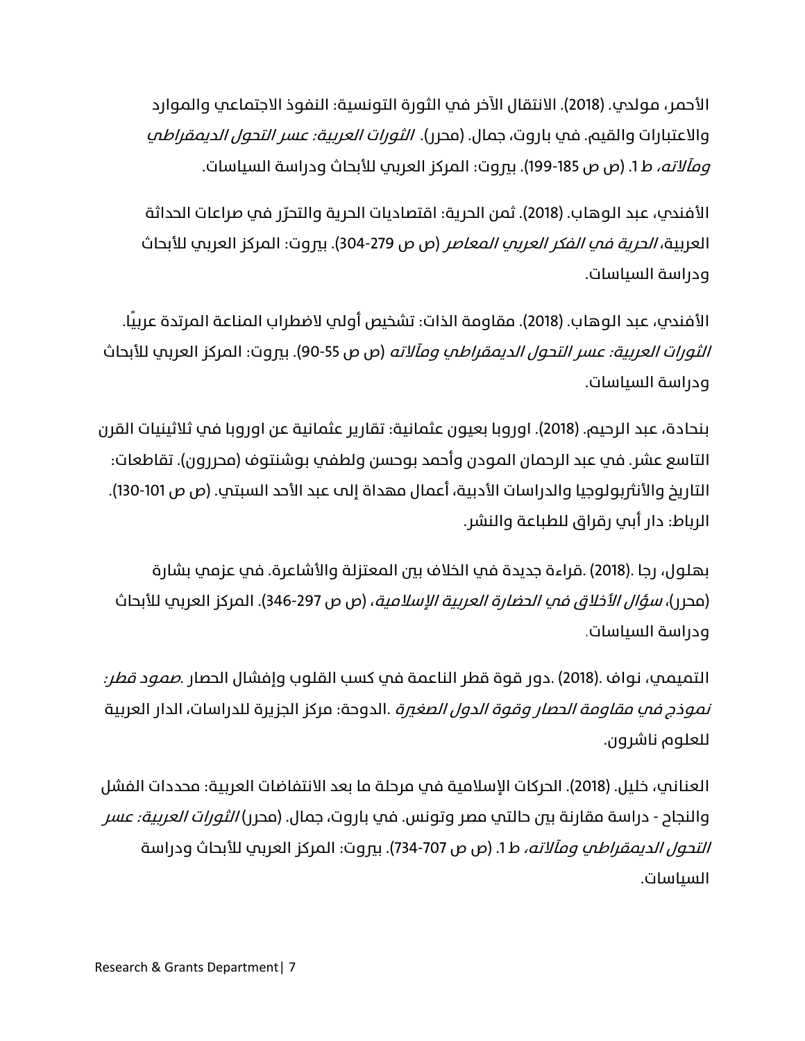الأحمر، مولدي. (2018). الانتقال الآخر في الثورة التونسية: النفوذ الاجتماعي والموارد والاعتبارات والقيم. في باروت، جمال. (محرر). *الثورات العربية: عسر التحول الديمقراطي ومآلاته، ط 1*. (ص ص 185-199). بيروت: المركز العربي للأبحاث ودراسة السياسات.

الأفندي، عبد الوهاب. (2018). ثمن الحرية: اقتصاديات الحرية والتحرّر في صراعات الحداثة العربية، *الحرية في الفكر العربي المعاصر* (ص ص 279-304). بيروت: المركز العربي للأبحاث ودراسة السياسات.

الأفندي، عبد الوهاب. (2018). مقاومة الذات: تشخيص أولي لاضطراب المناعة المرتدة عربيًا. *الثورات العربية: عسر التحول الديمقراطي ومآلاته* (ص ص 55-90). بيروت: المركز العربي للأبحاث ودراسة السياسات.

بنحادة، عبد الرحيم. (2018). اوروبا بعيون عثمانية: تقارير عثمانية عن اوروبا في ثلاثينيات القرن التاسع عشر. في عبد الرحمان المودن وأحمد بوحسن ولطفي بوشنتوف (محررون). تقاطعات: التاريخ والأنثربولوجيا والدراسات الأدبية، أعمال مهداة إلى عبد الأحد السبتي. (ص ص 101-130). الرباط: دار أبي رقراق للطباعة والنشر.

بهلول، رجا .(2018) .قراءة جديدة في الخلاف بين المعتزلة والأشاعرة. في عزمي بشارة (محرر)، *سؤال الأخلاق في الحضارة العربية الإسلامية*، (ص ص 297-346). المركز العربي للأبحاث ودراسة السياسات.

التميمي، نواف .(2018) .دور قوة قطر الناعمة في كسب القلوب وإفشال الحصار .*صمود قطر: نموذج في مقاومة الحصار وقوة الدول الصغيرة* .الدوحة: مركز الجزيرة للدراسات، الدار العربية للعلوم ناشرون.

العناني، خليل. (2018). الحركات الإسلامية في مرحلة ما بعد الانتفاضات العربية: محددات الفشل والنجاح - دراسة مقارنة بين حالتي مصر وتونس. في باروت، جمال. (محرر) *الثورات العربية: عسر التحول الديمقراطي ومآلاته، ط 1*. (ص ص 707-734). بيروت: المركز العربي للأبحاث ودراسة السياسات.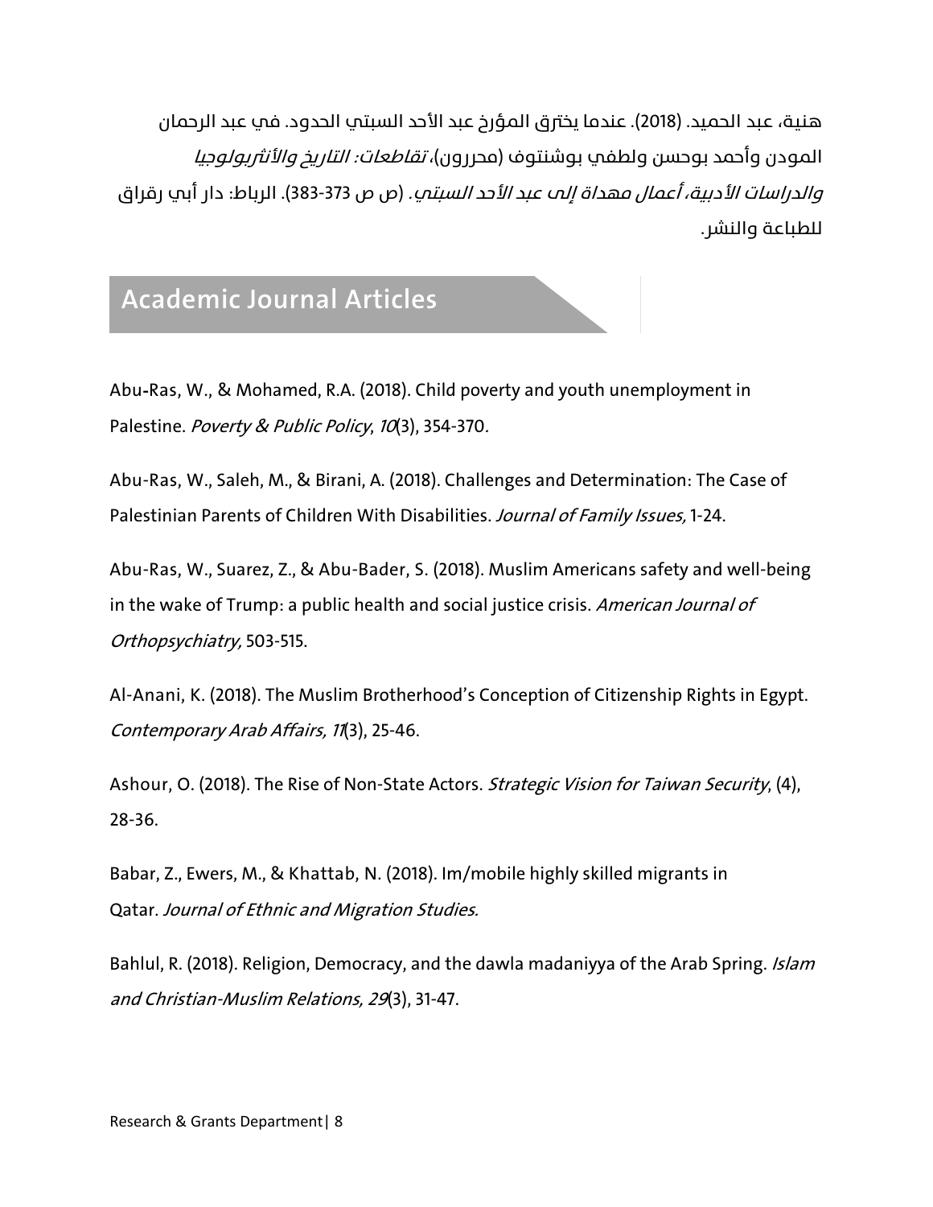هنية، عبد الحميد. (2018). عندما يخترق المؤرخ عبد الأحد السبتي الحدود. في عبد الرحمان المودن وأحمد بوحسن ولطفي بوشنتوف (محررون)، *تقاطعات: التاريخ والأنثربولوجيا والدراسات الأدبية، أعمال مهداة إلى عبد الأحد السبتي*. (ص ص 373-383). الرباط: دار أبي رقراق للطباعة والنشر.

## Academic Journal Articles

Abu-Ras, W., & Mohamed, R.A. (2018). Child poverty and youth unemployment in Palestine. *Poverty & Public Policy*, *10*(3), 354-370.

Abu-Ras, W., Saleh, M., & Birani, A. (2018). Challenges and Determination: The Case of Palestinian Parents of Children With Disabilities. *Journal of Family Issues,* 1-24.

Abu-Ras, W., Suarez, Z., & Abu-Bader, S. (2018). Muslim Americans safety and well-being in the wake of Trump: a public health and social justice crisis. *American Journal of Orthopsychiatry,* 503-515.

Al-Anani, K. (2018). The Muslim Brotherhood's Conception of Citizenship Rights in Egypt. *Contemporary Arab Affairs, 11*(3), 25-46.

Ashour, O. (2018). The Rise of Non-State Actors. *Strategic Vision for Taiwan Security*, (4), 28-36.

Babar, Z., Ewers, M., & Khattab, N. (2018). Im/mobile highly skilled migrants in Qatar. *Journal of Ethnic and Migration Studies.*

Bahlul, R. (2018). Religion, Democracy, and the dawla madaniyya of the Arab Spring. *Islam and Christian-Muslim Relations, 29*(3), 31-47.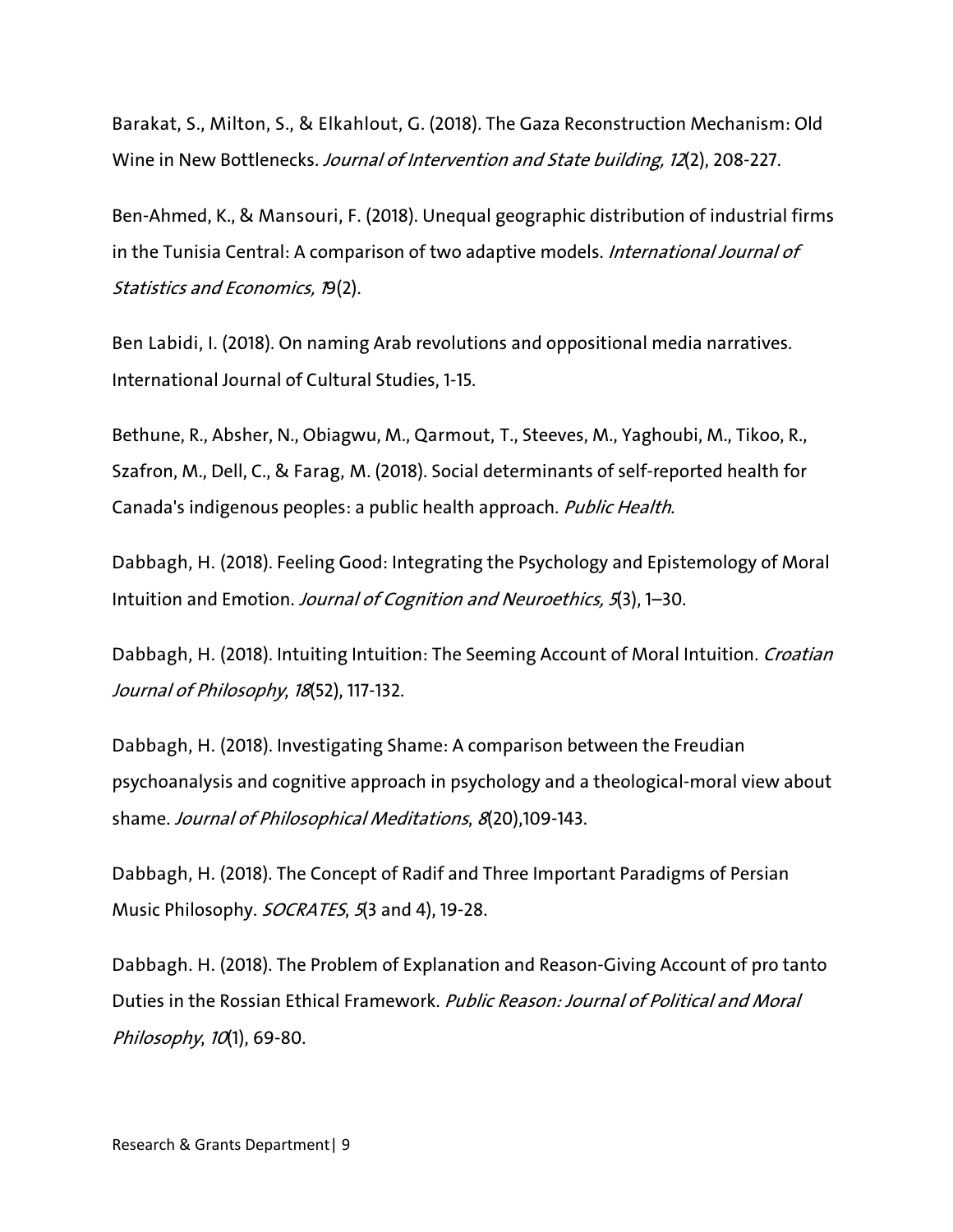Barakat, S., Milton, S., & Elkahlout, G. (2018). The Gaza Reconstruction Mechanism: Old Wine in New Bottlenecks*. Journal of Intervention and State building, 12*(2), 208-227.

Ben-Ahmed, K., & Mansouri, F. (2018). Unequal geographic distribution of industrial firms in the Tunisia Central: A comparison of two adaptive models. *International Journal of Statistics and Economics, 19*(2).

Ben Labidi, I. (2018). On naming Arab revolutions and oppositional media narratives. International Journal of Cultural Studies, 1-15.

Bethune, R., Absher, N., Obiagwu, M., Qarmout, T., Steeves, M., Yaghoubi, M., Tikoo, R., Szafron, M., Dell, C., & Farag, M. (2018). Social determinants of self-reported health for Canada's indigenous peoples: a public health approach. *Public Health*.

Dabbagh, H. (2018). Feeling Good: Integrating the Psychology and Epistemology of Moral Intuition and Emotion. *Journal of Cognition and Neuroethics, 5*(3), 1–30.

Dabbagh, H. (2018). Intuiting Intuition: The Seeming Account of Moral Intuition. *Croatian Journal of Philosophy*, *18*(52), 117-132.

Dabbagh, H. (2018). Investigating Shame: A comparison between the Freudian psychoanalysis and cognitive approach in psychology and a theological-moral view about shame. *Journal of Philosophical Meditations*, *8*(20),109-143.

Dabbagh, H. (2018). The Concept of Radif and Three Important Paradigms of Persian Music Philosophy. *SOCRATES*, *5*(3 and 4), 19-28.

Dabbagh. H. (2018). The Problem of Explanation and Reason-Giving Account of pro tanto Duties in the Rossian Ethical Framework. *Public Reason: Journal of Political and Moral Philosophy*, *10*(1), 69-80.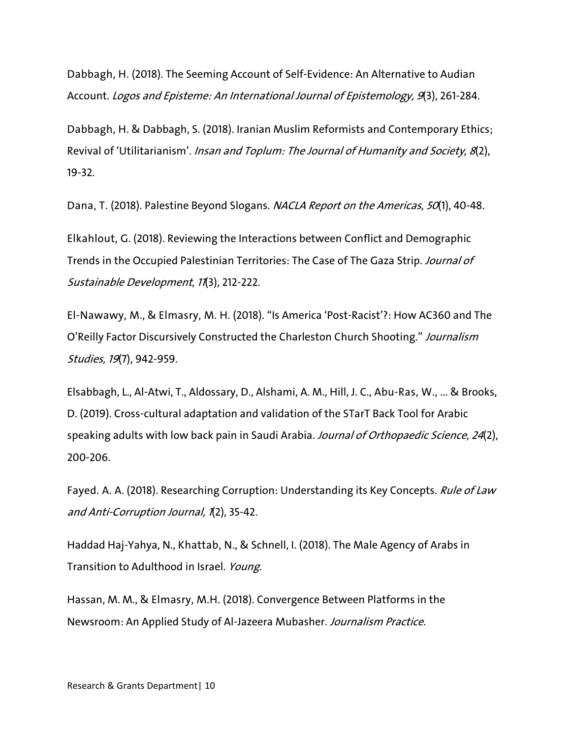Dabbagh, H. (2018). The Seeming Account of Self-Evidence: An Alternative to Audian Account. *Logos and Episteme: An International Journal of Epistemology, 9*(3), 261-284.

Dabbagh, H. & Dabbagh, S. (2018). Iranian Muslim Reformists and Contemporary Ethics; Revival of 'Utilitarianism'. *Insan and Toplum: The Journal of Humanity and Society*, *8*(2), 19-32.

Dana, T. (2018). Palestine Beyond Slogans. *NACLA Report on the Americas*, *50*(1), 40-48.

Elkahlout, G. (2018). Reviewing the Interactions between Conflict and Demographic Trends in the Occupied Palestinian Territories: The Case of The Gaza Strip. *Journal of Sustainable Development*, *11*(3), 212-222.

El-Nawawy, M., & Elmasry, M. H. (2018). "Is America 'Post-Racist'?: How AC360 and The O'Reilly Factor Discursively Constructed the Charleston Church Shooting." *Journalism Studies, 19*(7), 942-959.

Elsabbagh, L., Al-Atwi, T., Aldossary, D., Alshami, A. M., Hill, J. C., Abu-Ras, W., ... & Brooks, D. (2019). Cross-cultural adaptation and validation of the STarT Back Tool for Arabic speaking adults with low back pain in Saudi Arabia. *Journal of Orthopaedic Science*, *24*(2), 200-206.

Fayed. A. A. (2018). Researching Corruption: Understanding its Key Concepts. *Rule of Law and Anti-Corruption Journal, 1*(2), 35-42.

Haddad Haj-Yahya, N., Khattab, N., & Schnell, I. (2018). The Male Agency of Arabs in Transition to Adulthood in Israel. *Young.*

Hassan, M. M., & Elmasry, M.H. (2018). Convergence Between Platforms in the Newsroom: An Applied Study of Al-Jazeera Mubasher. *Journalism Practice.*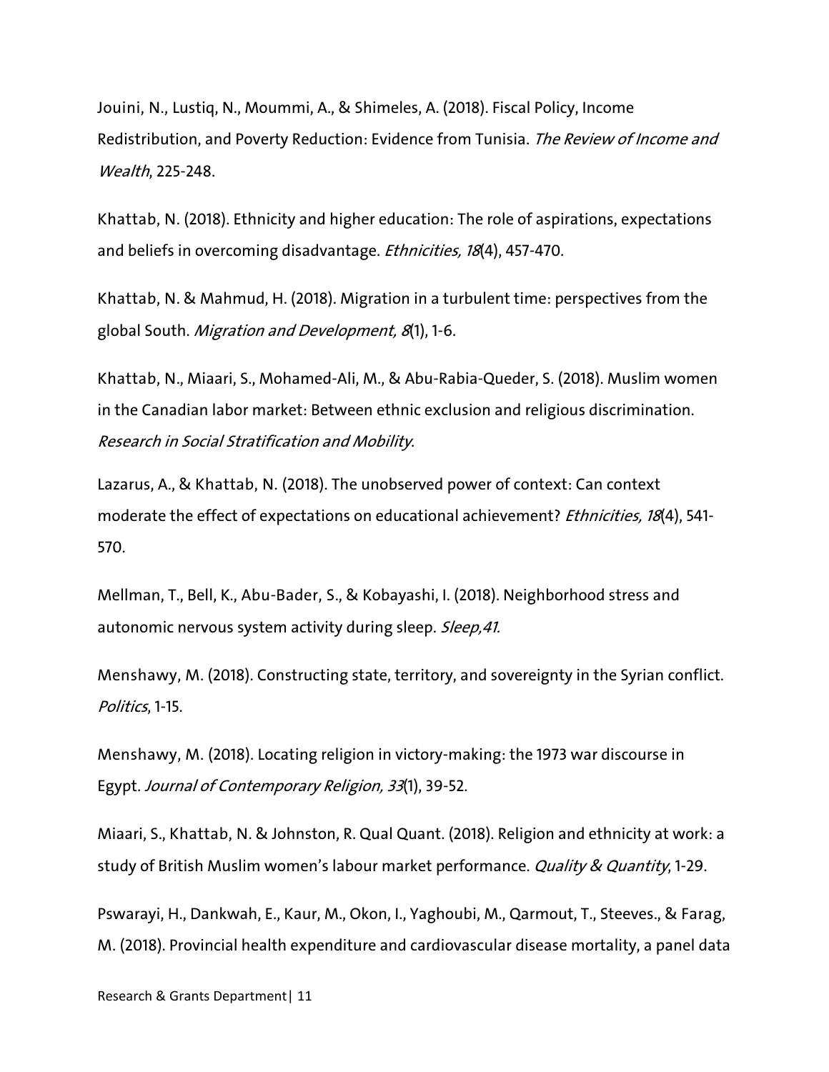Jouini, N., Lustiq, N., Moummi, A., & Shimeles, A. (2018). Fiscal Policy, Income Redistribution, and Poverty Reduction: Evidence from Tunisia. *The Review of Income and Wealth*, 225-248.

Khattab, N. (2018). Ethnicity and higher education: The role of aspirations, expectations and beliefs in overcoming disadvantage. *Ethnicities, 18*(4), 457-470.

Khattab, N. & Mahmud, H. (2018). Migration in a turbulent time: perspectives from the global South. *Migration and Development, 8*(1), 1-6.

Khattab, N., Miaari, S., Mohamed-Ali, M., & Abu-Rabia-Queder, S. (2018). Muslim women in the Canadian labor market: Between ethnic exclusion and religious discrimination. *Research in Social Stratification and Mobility*.

Lazarus, A., & Khattab, N. (2018). The unobserved power of context: Can context moderate the effect of expectations on educational achievement? *Ethnicities, 18*(4), 541-570.

Mellman, T., Bell, K., Abu-Bader, S., & Kobayashi, I. (2018). Neighborhood stress and autonomic nervous system activity during sleep. *Sleep,41.*

Menshawy, M. (2018). Constructing state, territory, and sovereignty in the Syrian conflict. *Politics*, 1-15.

Menshawy, M. (2018). Locating religion in victory-making: the 1973 war discourse in Egypt. *Journal of Contemporary Religion, 33*(1), 39-52.

Miaari, S., Khattab, N. & Johnston, R. Qual Quant. (2018). Religion and ethnicity at work: a study of British Muslim women's labour market performance. *Quality & Quantity*, 1-29.

Pswarayi, H., Dankwah, E., Kaur, M., Okon, I., Yaghoubi, M., Qarmout, T., Steeves., & Farag, M. (2018). Provincial health expenditure and cardiovascular disease mortality, a panel data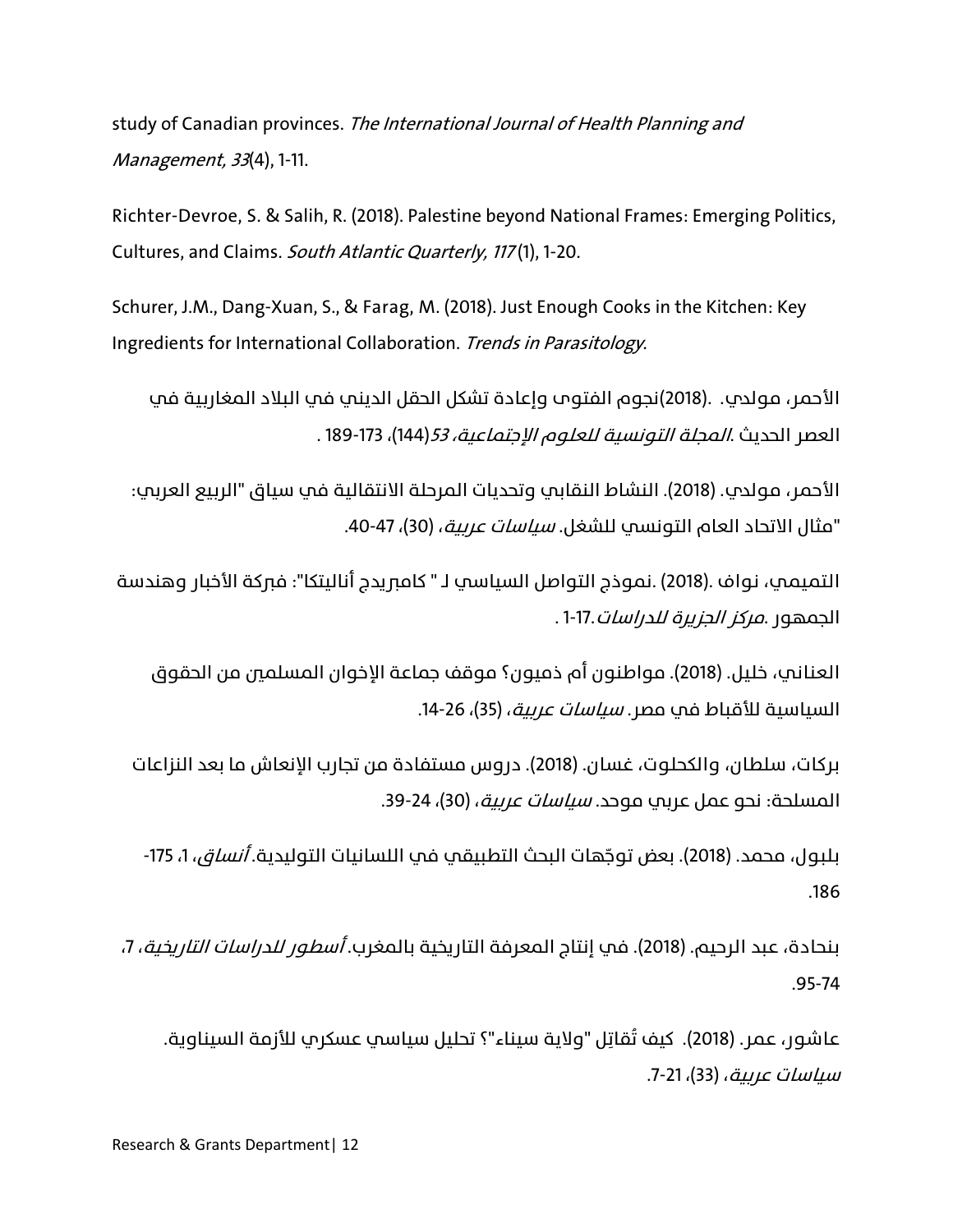study of Canadian provinces. *The International Journal of Health Planning and Management, 33*(4), 1-11.

Richter-Devroe, S. & Salih, R. (2018). Palestine beyond National Frames: Emerging Politics, Cultures, and Claims. *South Atlantic Quarterly, 117* (1), 1-20.

Schurer, J.M., Dang-Xuan, S., & Farag, M. (2018). Just Enough Cooks in the Kitchen: Key Ingredients for International Collaboration. *Trends in Parasitology*.

الأحمر، مولدي. .(2018)نجوم الفتوى وإعادة تشكل الحقل الديني في البلاد المغاربية في العصر الحديث .*المجلة التونسية للعلوم الإجتماعية، 53*(144)، 173-189 .

الأحمر، مولدي. (2018). النشاط النقابي وتحديات المرحلة الانتقالية في سياق "الربيع العربي: "مثال الاتحاد العام التونسي للشغل. *سياسات عربية*، (30)، 47-40.

التميمي، نواف .(2018) .نموذج التواصل السياسي لـ " كامبريدج أناليتكا": فبركة الأخبار وهندسة الجمهور .*مركز الجزيرة للدراسات*.17-1 .

العناني، خليل. (2018). مواطنون أم ذميون؟ موقف جماعة الإخوان المسلمين من الحقوق السياسية للأقباط في مصر. *سياسات عربية*، (35)، 26-14.

بركات، سلطان، والكحلوت، غسان. (2018). دروس مستفادة من تجارب الإنعاش ما بعد النزاعات المسلحة: نحو عمل عربي موحد. *سياسات عربية*، (30)، 24-39.

بلبول، محمد. (2018). بعض توجّهات البحث التطبيقي في اللسانيات التوليدية. *أنساق*، 1، 175-186.

بنحادة، عبد الرحيم. (2018). في إنتاج المعرفة التاريخية بالمغرب. *أسطور للدراسات التاريخية*، 7، 95-74.

عاشور، عمر. (2018). كيف تُقاتِل "ولاية سيناء"؟ تحليل سياسي عسكري للأزمة السيناوية. *سياسات عربية*، (33)، 21-7.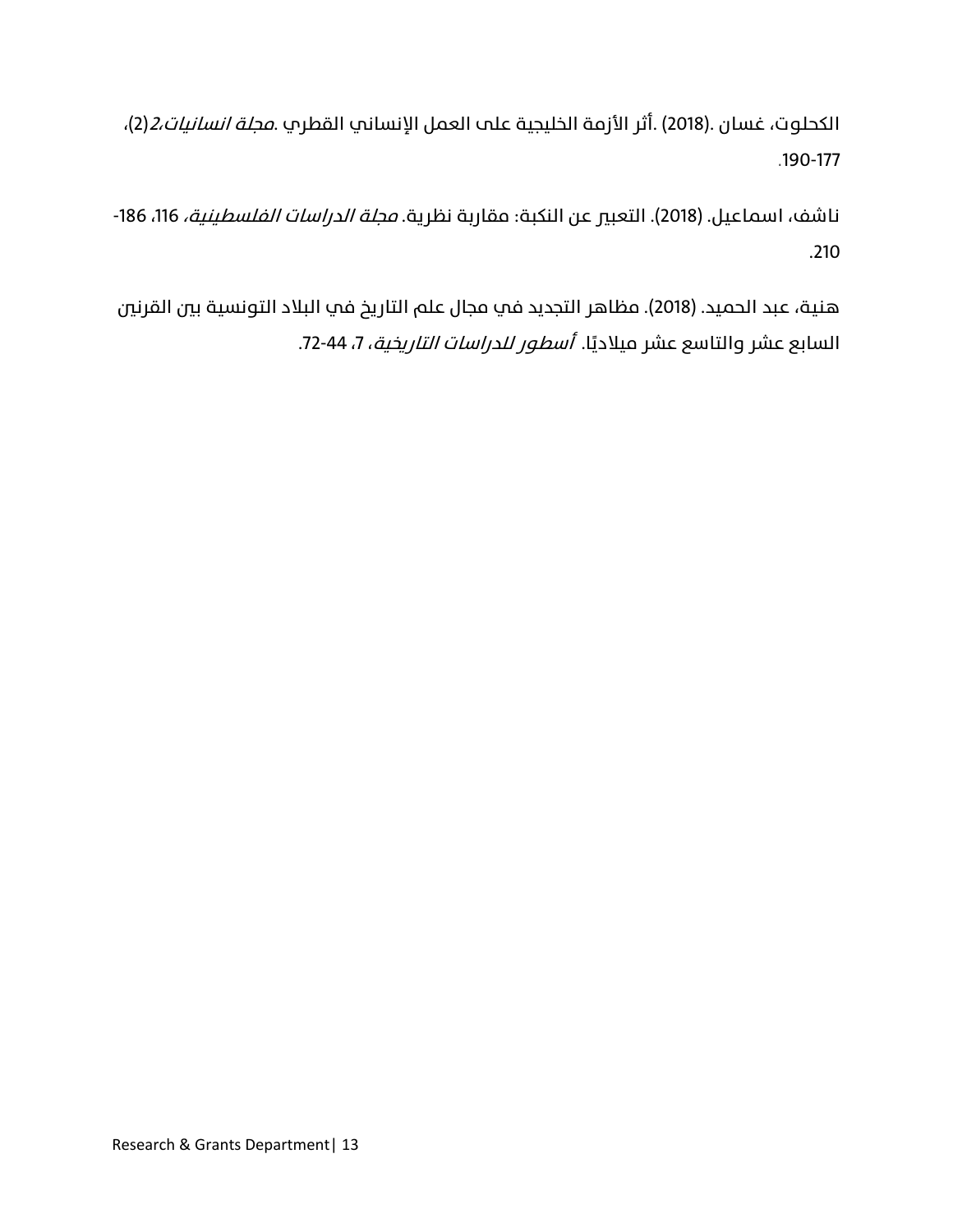الكحلوت، غسان .(2018) .أثر الأزمة الخليجية على العمل الإنساني القطري .*مجلة انسانيات،2*(2)، 177-190.

ناشف، اسماعيل. (2018). التعبير عن النكبة: مقاربة نظرية. *مجلة الدراسات الفلسطينية*، 116، 186-210.

هنية، عبد الحميد. (2018). مظاهر التجديد في مجال علم التاريخ في البلاد التونسية بين القرنين السابع عشر والتاسع عشر ميلاديًا. *أسطور للدراسات التاريخية*، 7، 44-72.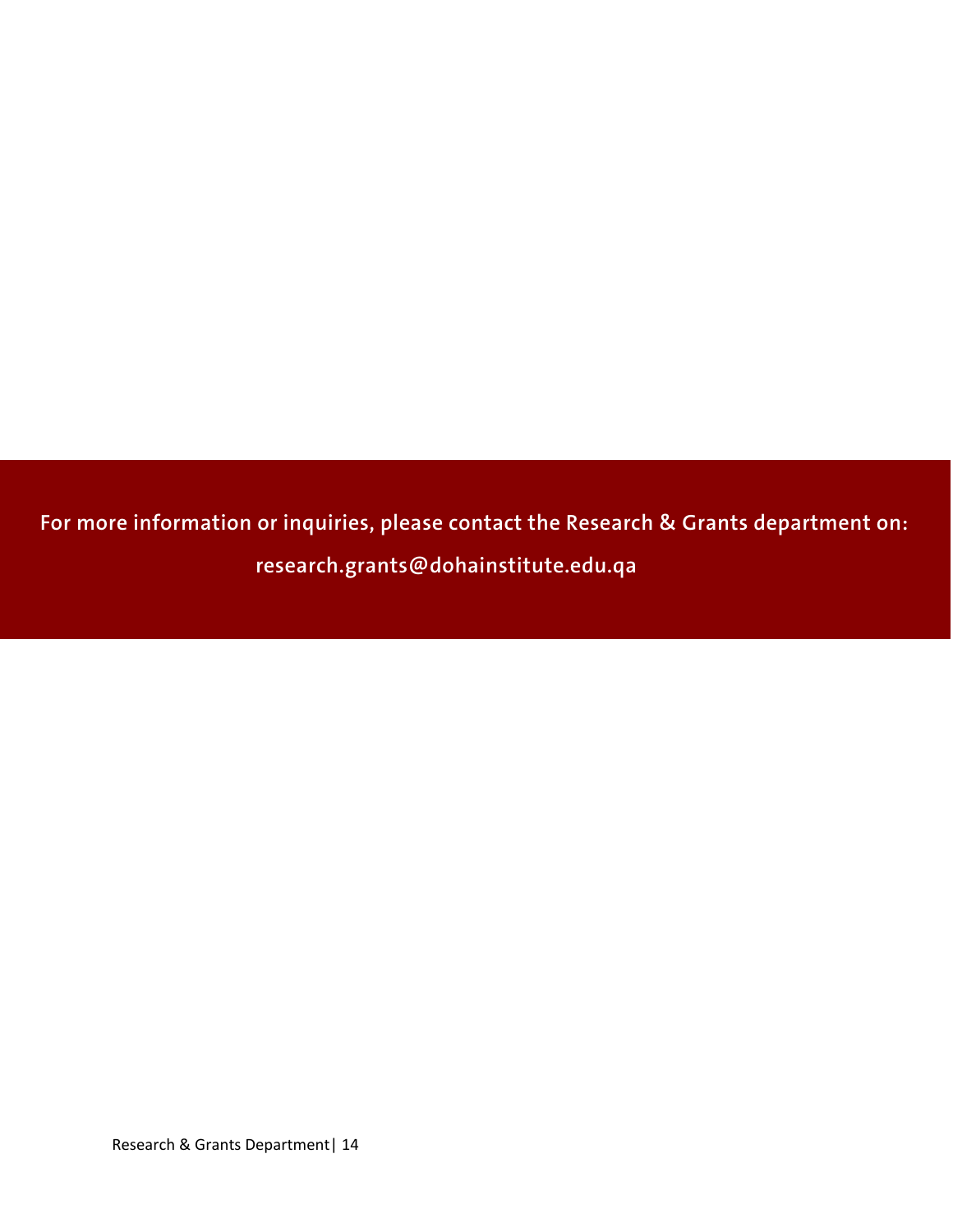**For more information or inquiries, please contact the Research & Grants department on:**

**research.grants@dohainstitute.edu.qa**